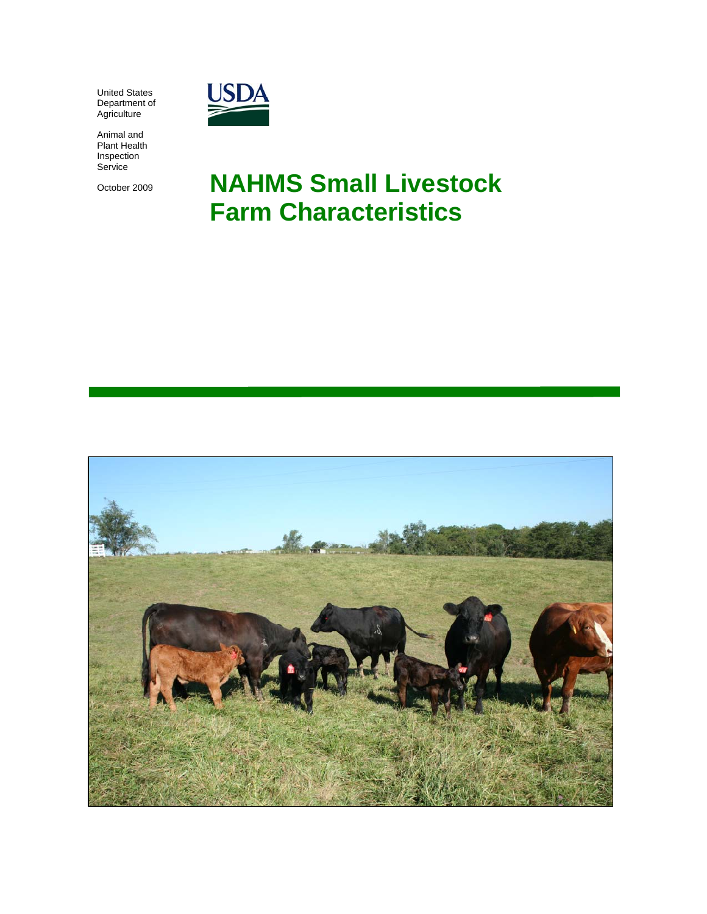United States
Department of
Agriculture

Animal and
Plant Health
Inspection
Service

October 2009

# NAHMS Small Livestock Farm Characteristics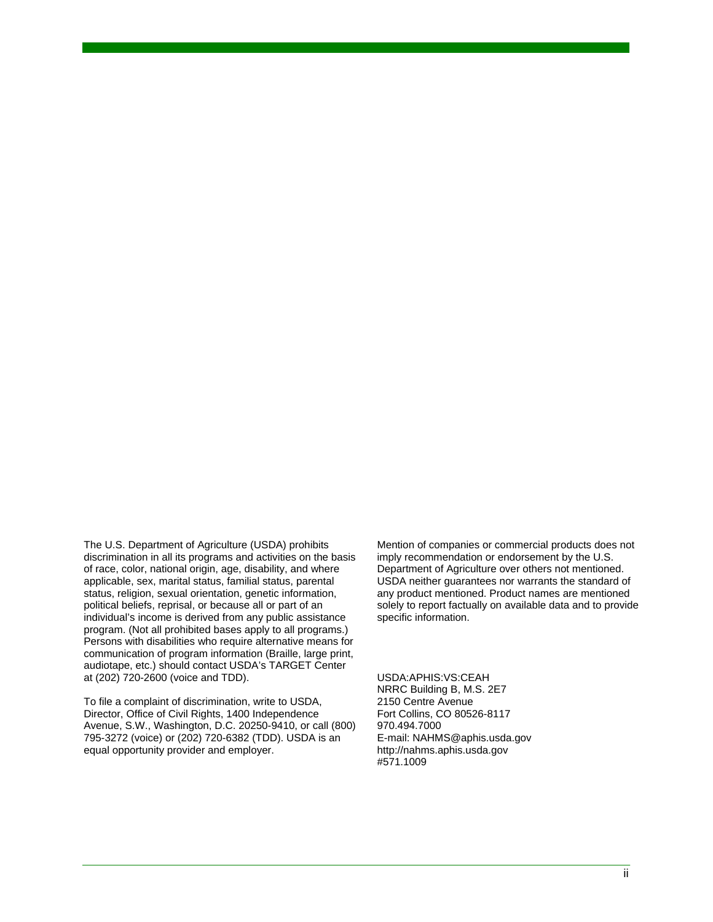The U.S. Department of Agriculture (USDA) prohibits discrimination in all its programs and activities on the basis of race, color, national origin, age, disability, and where applicable, sex, marital status, familial status, parental status, religion, sexual orientation, genetic information, political beliefs, reprisal, or because all or part of an individual's income is derived from any public assistance program. (Not all prohibited bases apply to all programs.) Persons with disabilities who require alternative means for communication of program information (Braille, large print, audiotape, etc.) should contact USDA's TARGET Center at (202) 720-2600 (voice and TDD).

To file a complaint of discrimination, write to USDA, Director, Office of Civil Rights, 1400 Independence Avenue, S.W., Washington, D.C. 20250-9410, or call (800) 795-3272 (voice) or (202) 720-6382 (TDD). USDA is an equal opportunity provider and employer.

Mention of companies or commercial products does not imply recommendation or endorsement by the U.S. Department of Agriculture over others not mentioned. USDA neither guarantees nor warrants the standard of any product mentioned. Product names are mentioned solely to report factually on available data and to provide specific information.

USDA:APHIS:VS:CEAH
NRRC Building B, M.S. 2E7
2150 Centre Avenue
Fort Collins, CO 80526-8117
970.494.7000
E-mail: NAHMS@aphis.usda.gov
http://nahms.aphis.usda.gov
#571.1009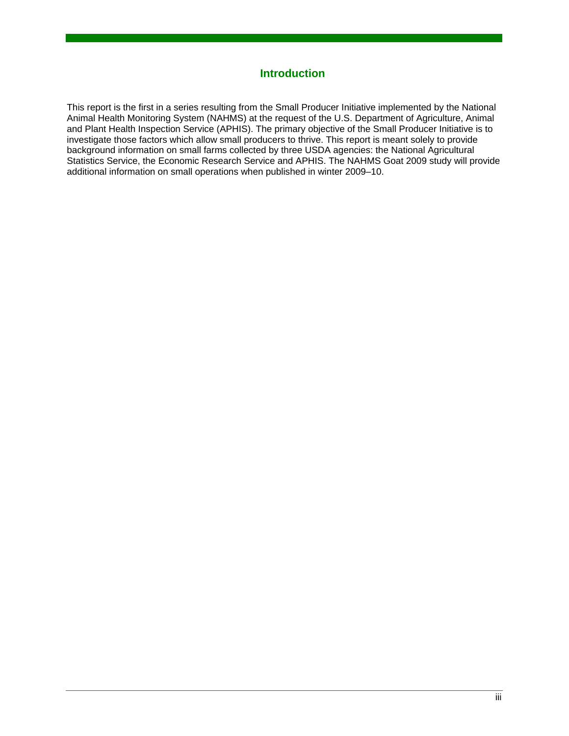# Introduction

This report is the first in a series resulting from the Small Producer Initiative implemented by the National Animal Health Monitoring System (NAHMS) at the request of the U.S. Department of Agriculture, Animal and Plant Health Inspection Service (APHIS). The primary objective of the Small Producer Initiative is to investigate those factors which allow small producers to thrive. This report is meant solely to provide background information on small farms collected by three USDA agencies: the National Agricultural Statistics Service, the Economic Research Service and APHIS. The NAHMS Goat 2009 study will provide additional information on small operations when published in winter 2009–10.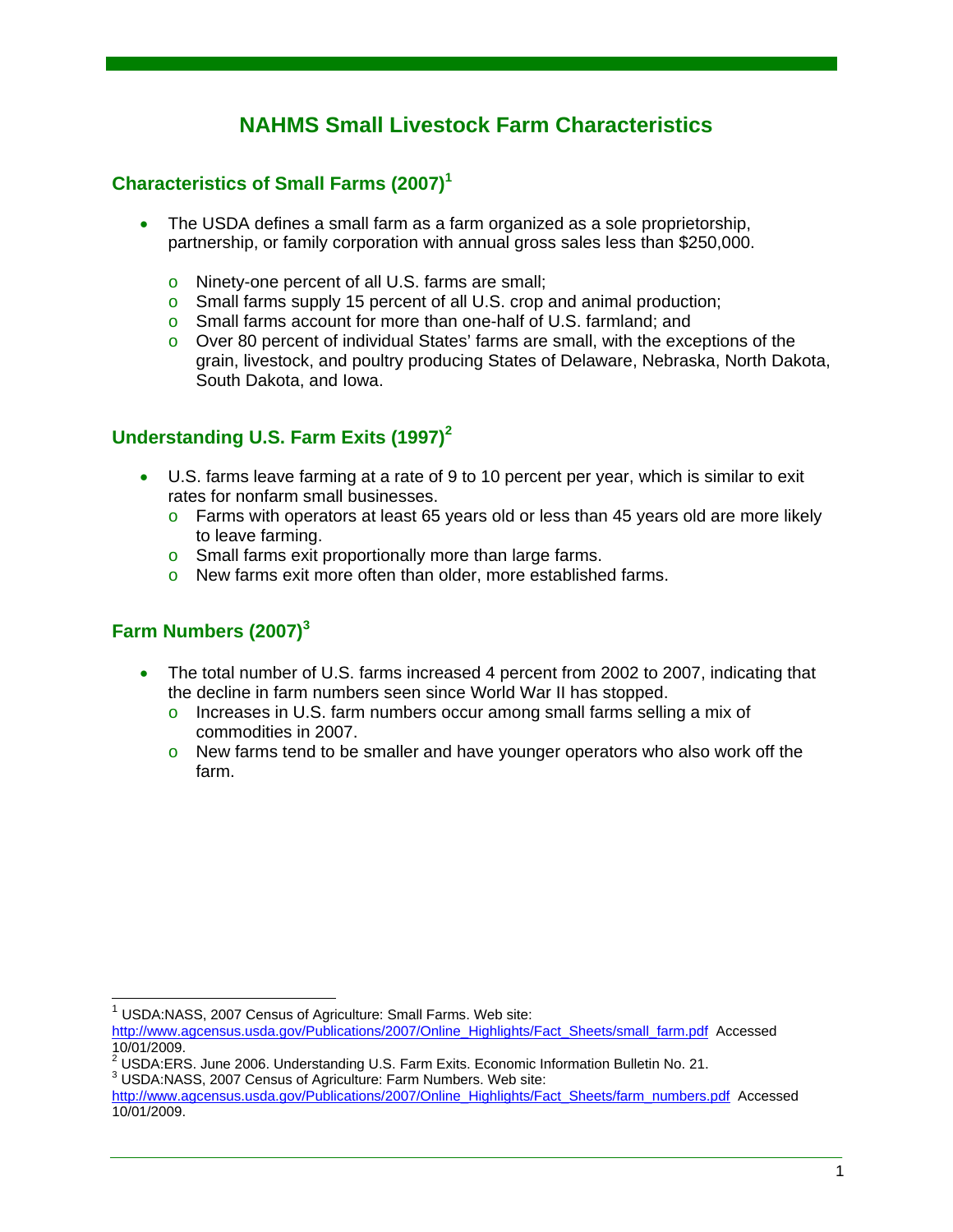# NAHMS Small Livestock Farm Characteristics

## Characteristics of Small Farms (2007)[1]

- The USDA defines a small farm as a farm organized as a sole proprietorship, partnership, or family corporation with annual gross sales less than $250,000.
  - Ninety-one percent of all U.S. farms are small;
  - Small farms supply 15 percent of all U.S. crop and animal production;
  - Small farms account for more than one-half of U.S. farmland; and
  - Over 80 percent of individual States' farms are small, with the exceptions of the grain, livestock, and poultry producing States of Delaware, Nebraska, North Dakota, South Dakota, and Iowa.

## Understanding U.S. Farm Exits (1997)[2]

- U.S. farms leave farming at a rate of 9 to 10 percent per year, which is similar to exit rates for nonfarm small businesses.
  - Farms with operators at least 65 years old or less than 45 years old are more likely to leave farming.
  - Small farms exit proportionally more than large farms.
  - New farms exit more often than older, more established farms.

## Farm Numbers (2007)[3]

- The total number of U.S. farms increased 4 percent from 2002 to 2007, indicating that the decline in farm numbers seen since World War II has stopped.
  - Increases in U.S. farm numbers occur among small farms selling a mix of commodities in 2007.
  - New farms tend to be smaller and have younger operators who also work off the farm.

---

[1] USDA:NASS, 2007 Census of Agriculture: Small Farms. Web site: http://www.agcensus.usda.gov/Publications/2007/Online_Highlights/Fact_Sheets/small_farm.pdf Accessed 10/01/2009.

[2] USDA:ERS. June 2006. Understanding U.S. Farm Exits. Economic Information Bulletin No. 21.

[3] USDA:NASS, 2007 Census of Agriculture: Farm Numbers. Web site: http://www.agcensus.usda.gov/Publications/2007/Online_Highlights/Fact_Sheets/farm_numbers.pdf Accessed 10/01/2009.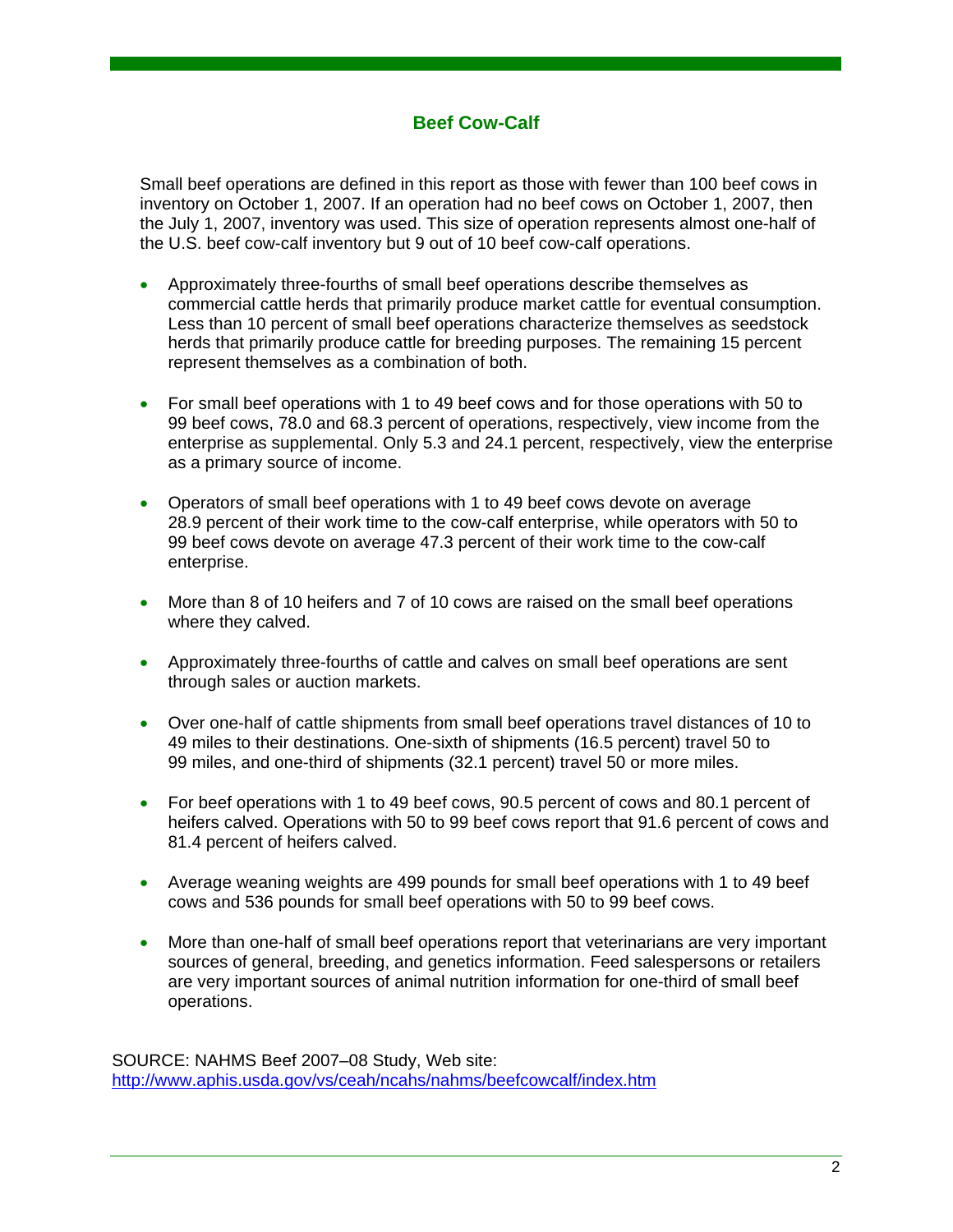## Beef Cow-Calf

Small beef operations are defined in this report as those with fewer than 100 beef cows in inventory on October 1, 2007. If an operation had no beef cows on October 1, 2007, then the July 1, 2007, inventory was used. This size of operation represents almost one-half of the U.S. beef cow-calf inventory but 9 out of 10 beef cow-calf operations.

- Approximately three-fourths of small beef operations describe themselves as commercial cattle herds that primarily produce market cattle for eventual consumption. Less than 10 percent of small beef operations characterize themselves as seedstock herds that primarily produce cattle for breeding purposes. The remaining 15 percent represent themselves as a combination of both.

- For small beef operations with 1 to 49 beef cows and for those operations with 50 to 99 beef cows, 78.0 and 68.3 percent of operations, respectively, view income from the enterprise as supplemental. Only 5.3 and 24.1 percent, respectively, view the enterprise as a primary source of income.

- Operators of small beef operations with 1 to 49 beef cows devote on average 28.9 percent of their work time to the cow-calf enterprise, while operators with 50 to 99 beef cows devote on average 47.3 percent of their work time to the cow-calf enterprise.

- More than 8 of 10 heifers and 7 of 10 cows are raised on the small beef operations where they calved.

- Approximately three-fourths of cattle and calves on small beef operations are sent through sales or auction markets.

- Over one-half of cattle shipments from small beef operations travel distances of 10 to 49 miles to their destinations. One-sixth of shipments (16.5 percent) travel 50 to 99 miles, and one-third of shipments (32.1 percent) travel 50 or more miles.

- For beef operations with 1 to 49 beef cows, 90.5 percent of cows and 80.1 percent of heifers calved. Operations with 50 to 99 beef cows report that 91.6 percent of cows and 81.4 percent of heifers calved.

- Average weaning weights are 499 pounds for small beef operations with 1 to 49 beef cows and 536 pounds for small beef operations with 50 to 99 beef cows.

- More than one-half of small beef operations report that veterinarians are very important sources of general, breeding, and genetics information. Feed salespersons or retailers are very important sources of animal nutrition information for one-third of small beef operations.

SOURCE: NAHMS Beef 2007–08 Study, Web site: http://www.aphis.usda.gov/vs/ceah/ncahs/nahms/beefcowcalf/index.htm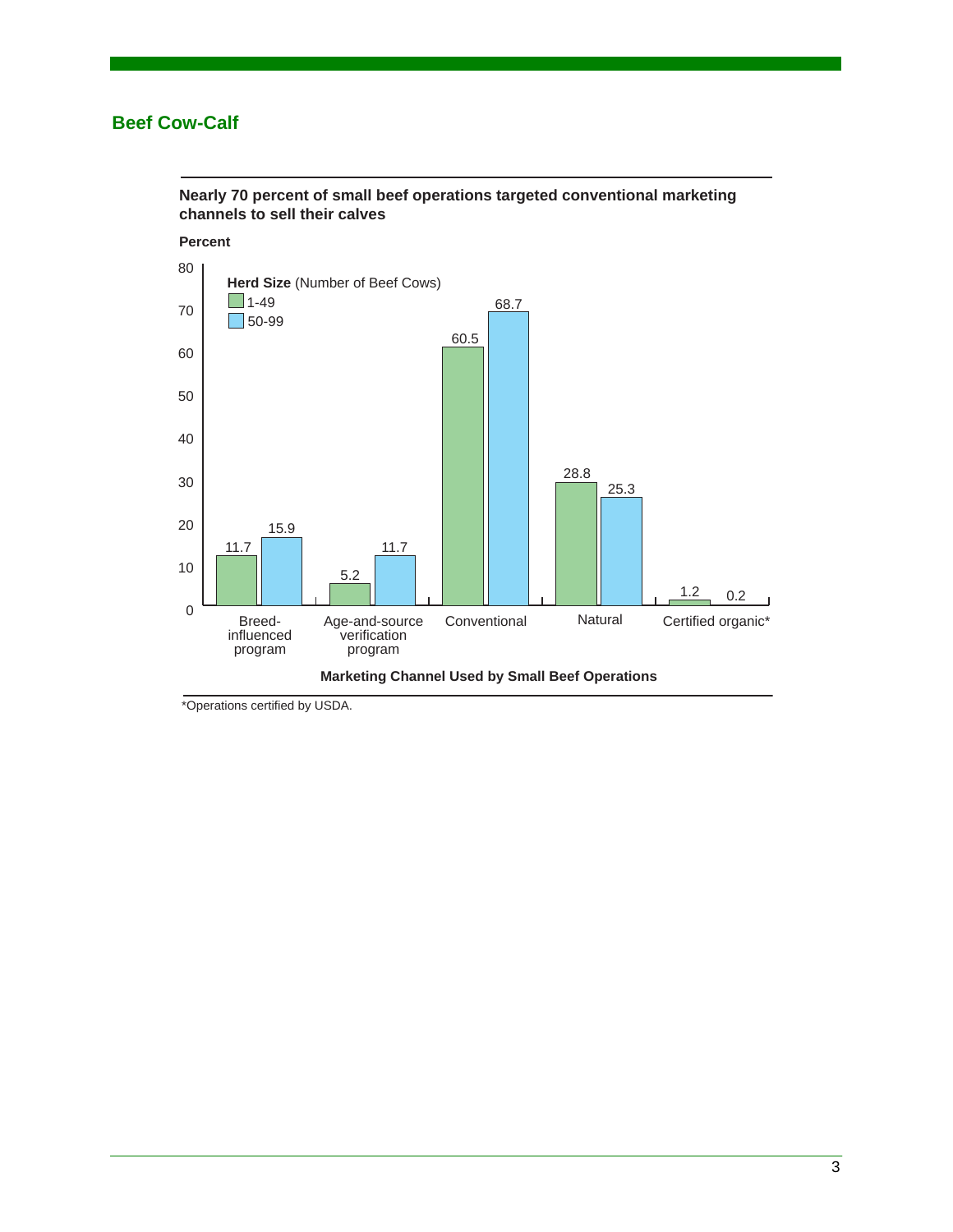## Beef Cow-Calf

**Nearly 70 percent of small beef operations targeted conventional marketing channels to sell their calves**

**Percent**

| Marketing Channel Used by Small Beef Operations | 1-49 | 50-99 |
|---|---|---|
| Breed-influenced program | 11.7 | 15.9 |
| Age-and-source verification program | 5.2 | 11.7 |
| Conventional | 60.5 | 68.7 |
| Natural | 28.8 | 25.3 |
| Certified organic* | 1.2 | 0.2 |

**Herd Size** (Number of Beef Cows)

**Marketing Channel Used by Small Beef Operations**

*Operations certified by USDA.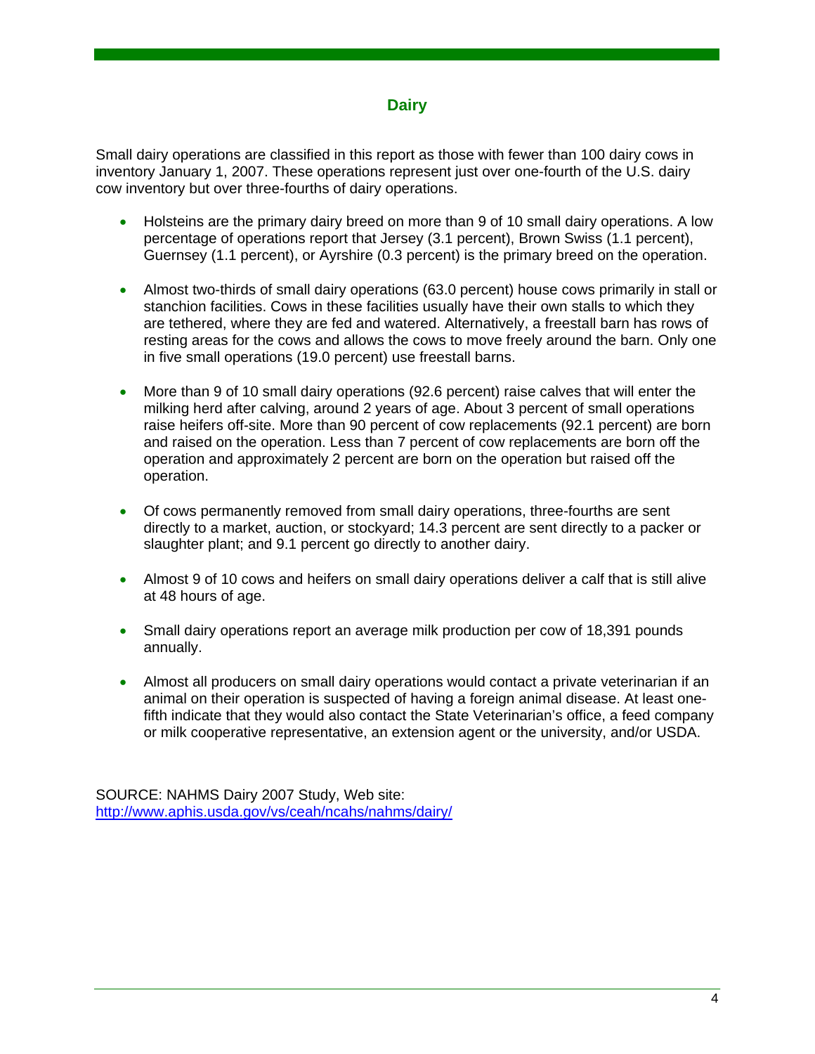## Dairy

Small dairy operations are classified in this report as those with fewer than 100 dairy cows in inventory January 1, 2007. These operations represent just over one-fourth of the U.S. dairy cow inventory but over three-fourths of dairy operations.

- Holsteins are the primary dairy breed on more than 9 of 10 small dairy operations. A low percentage of operations report that Jersey (3.1 percent), Brown Swiss (1.1 percent), Guernsey (1.1 percent), or Ayrshire (0.3 percent) is the primary breed on the operation.

- Almost two-thirds of small dairy operations (63.0 percent) house cows primarily in stall or stanchion facilities. Cows in these facilities usually have their own stalls to which they are tethered, where they are fed and watered. Alternatively, a freestall barn has rows of resting areas for the cows and allows the cows to move freely around the barn. Only one in five small operations (19.0 percent) use freestall barns.

- More than 9 of 10 small dairy operations (92.6 percent) raise calves that will enter the milking herd after calving, around 2 years of age. About 3 percent of small operations raise heifers off-site. More than 90 percent of cow replacements (92.1 percent) are born and raised on the operation. Less than 7 percent of cow replacements are born off the operation and approximately 2 percent are born on the operation but raised off the operation.

- Of cows permanently removed from small dairy operations, three-fourths are sent directly to a market, auction, or stockyard; 14.3 percent are sent directly to a packer or slaughter plant; and 9.1 percent go directly to another dairy.

- Almost 9 of 10 cows and heifers on small dairy operations deliver a calf that is still alive at 48 hours of age.

- Small dairy operations report an average milk production per cow of 18,391 pounds annually.

- Almost all producers on small dairy operations would contact a private veterinarian if an animal on their operation is suspected of having a foreign animal disease. At least one-fifth indicate that they would also contact the State Veterinarian's office, a feed company or milk cooperative representative, an extension agent or the university, and/or USDA.

SOURCE: NAHMS Dairy 2007 Study, Web site: http://www.aphis.usda.gov/vs/ceah/ncahs/nahms/dairy/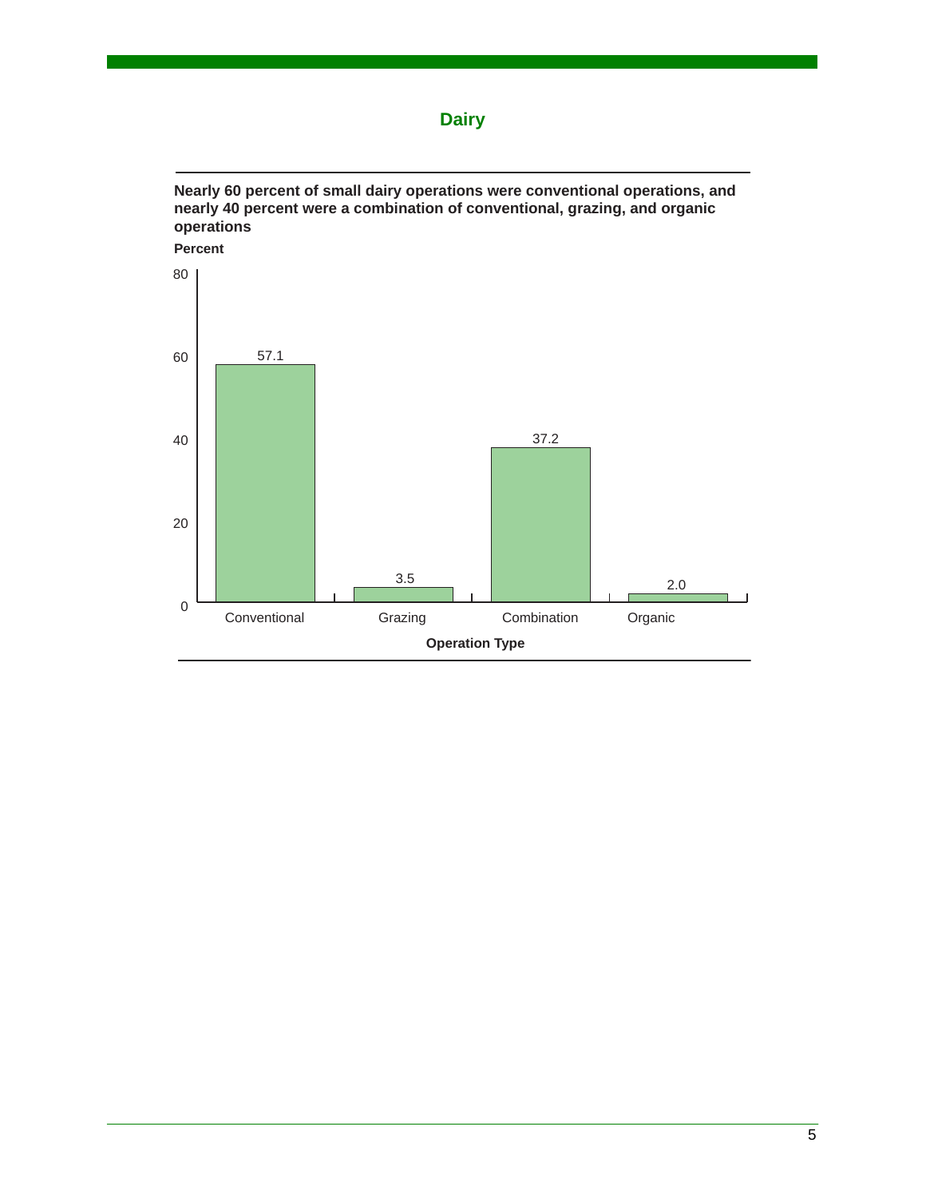## Dairy

**Nearly 60 percent of small dairy operations were conventional operations, and nearly 40 percent were a combination of conventional, grazing, and organic operations**

| Operation Type | Percent |
|---|---|
| Conventional | 57.1 |
| Grazing | 3.5 |
| Combination | 37.2 |
| Organic | 2.0 |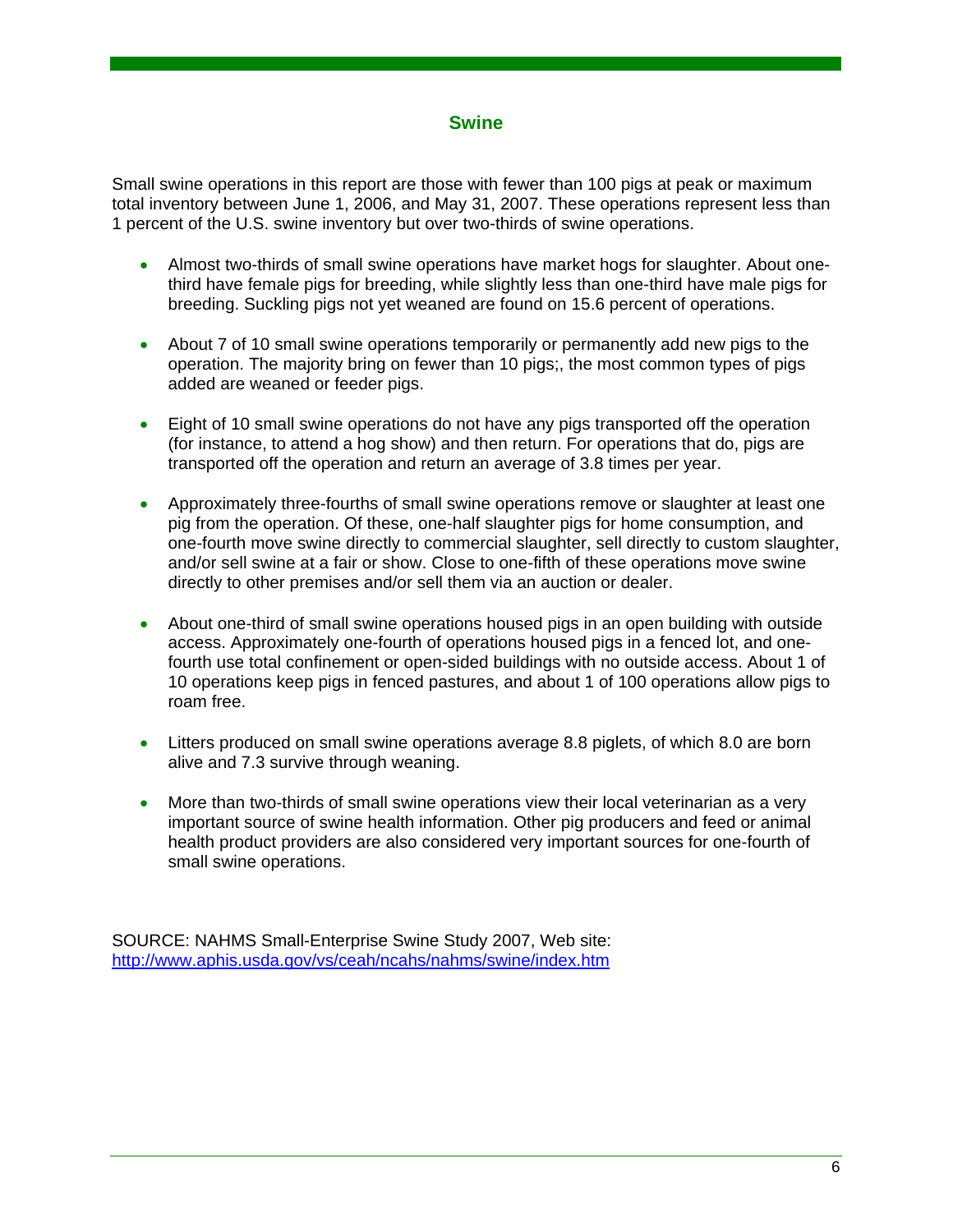## Swine

Small swine operations in this report are those with fewer than 100 pigs at peak or maximum total inventory between June 1, 2006, and May 31, 2007. These operations represent less than 1 percent of the U.S. swine inventory but over two-thirds of swine operations.

- Almost two-thirds of small swine operations have market hogs for slaughter. About one-third have female pigs for breeding, while slightly less than one-third have male pigs for breeding. Suckling pigs not yet weaned are found on 15.6 percent of operations.

- About 7 of 10 small swine operations temporarily or permanently add new pigs to the operation. The majority bring on fewer than 10 pigs;, the most common types of pigs added are weaned or feeder pigs.

- Eight of 10 small swine operations do not have any pigs transported off the operation (for instance, to attend a hog show) and then return. For operations that do, pigs are transported off the operation and return an average of 3.8 times per year.

- Approximately three-fourths of small swine operations remove or slaughter at least one pig from the operation. Of these, one-half slaughter pigs for home consumption, and one-fourth move swine directly to commercial slaughter, sell directly to custom slaughter, and/or sell swine at a fair or show. Close to one-fifth of these operations move swine directly to other premises and/or sell them via an auction or dealer.

- About one-third of small swine operations housed pigs in an open building with outside access. Approximately one-fourth of operations housed pigs in a fenced lot, and one-fourth use total confinement or open-sided buildings with no outside access. About 1 of 10 operations keep pigs in fenced pastures, and about 1 of 100 operations allow pigs to roam free.

- Litters produced on small swine operations average 8.8 piglets, of which 8.0 are born alive and 7.3 survive through weaning.

- More than two-thirds of small swine operations view their local veterinarian as a very important source of swine health information. Other pig producers and feed or animal health product providers are also considered very important sources for one-fourth of small swine operations.

SOURCE: NAHMS Small-Enterprise Swine Study 2007, Web site: http://www.aphis.usda.gov/vs/ceah/ncahs/nahms/swine/index.htm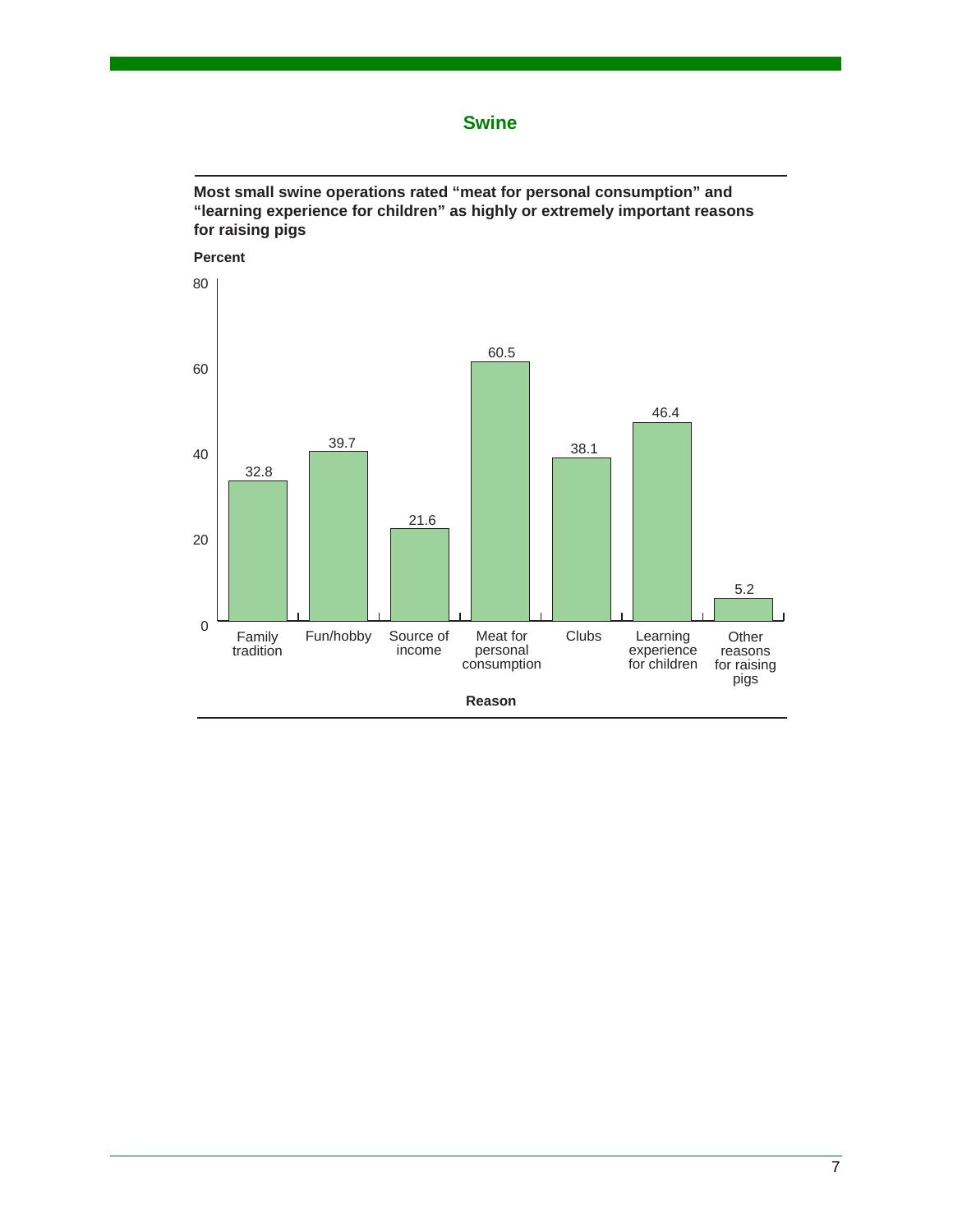## Swine

**Most small swine operations rated "meat for personal consumption" and "learning experience for children" as highly or extremely important reasons for raising pigs**

| Reason | Percent |
|---|---|
| Family tradition | 32.8 |
| Fun/hobby | 39.7 |
| Source of income | 21.6 |
| Meat for personal consumption | 60.5 |
| Clubs | 38.1 |
| Learning experience for children | 46.4 |
| Other reasons for raising pigs | 5.2 |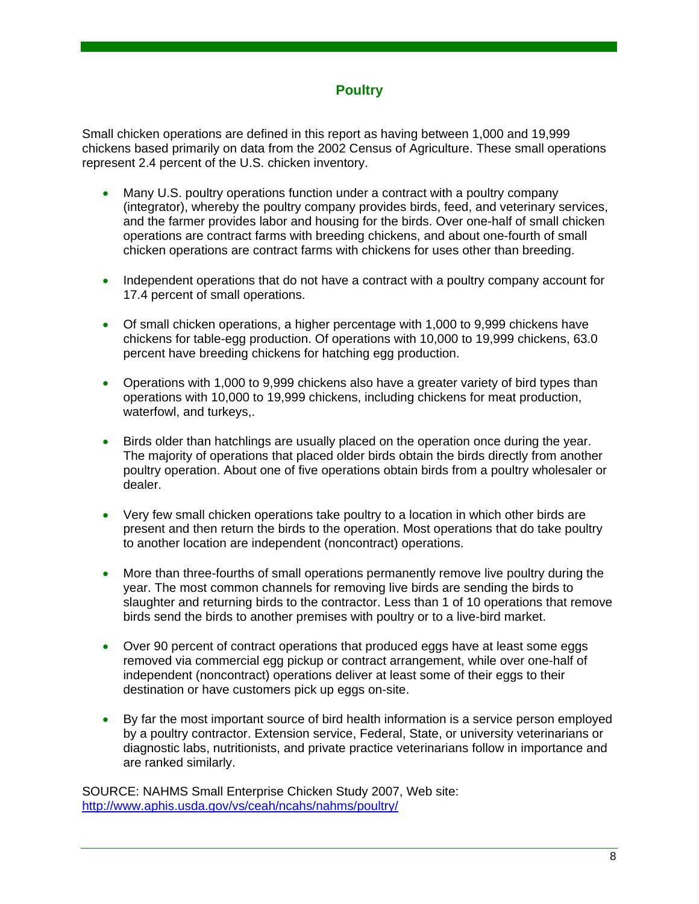## Poultry

Small chicken operations are defined in this report as having between 1,000 and 19,999 chickens based primarily on data from the 2002 Census of Agriculture. These small operations represent 2.4 percent of the U.S. chicken inventory.

- Many U.S. poultry operations function under a contract with a poultry company (integrator), whereby the poultry company provides birds, feed, and veterinary services, and the farmer provides labor and housing for the birds. Over one-half of small chicken operations are contract farms with breeding chickens, and about one-fourth of small chicken operations are contract farms with chickens for uses other than breeding.

- Independent operations that do not have a contract with a poultry company account for 17.4 percent of small operations.

- Of small chicken operations, a higher percentage with 1,000 to 9,999 chickens have chickens for table-egg production. Of operations with 10,000 to 19,999 chickens, 63.0 percent have breeding chickens for hatching egg production.

- Operations with 1,000 to 9,999 chickens also have a greater variety of bird types than operations with 10,000 to 19,999 chickens, including chickens for meat production, waterfowl, and turkeys,.

- Birds older than hatchlings are usually placed on the operation once during the year. The majority of operations that placed older birds obtain the birds directly from another poultry operation. About one of five operations obtain birds from a poultry wholesaler or dealer.

- Very few small chicken operations take poultry to a location in which other birds are present and then return the birds to the operation. Most operations that do take poultry to another location are independent (noncontract) operations.

- More than three-fourths of small operations permanently remove live poultry during the year. The most common channels for removing live birds are sending the birds to slaughter and returning birds to the contractor. Less than 1 of 10 operations that remove birds send the birds to another premises with poultry or to a live-bird market.

- Over 90 percent of contract operations that produced eggs have at least some eggs removed via commercial egg pickup or contract arrangement, while over one-half of independent (noncontract) operations deliver at least some of their eggs to their destination or have customers pick up eggs on-site.

- By far the most important source of bird health information is a service person employed by a poultry contractor. Extension service, Federal, State, or university veterinarians or diagnostic labs, nutritionists, and private practice veterinarians follow in importance and are ranked similarly.

SOURCE: NAHMS Small Enterprise Chicken Study 2007, Web site: [http://www.aphis.usda.gov/vs/ceah/ncahs/nahms/poultry/](http://www.aphis.usda.gov/vs/ceah/ncahs/nahms/poultry/)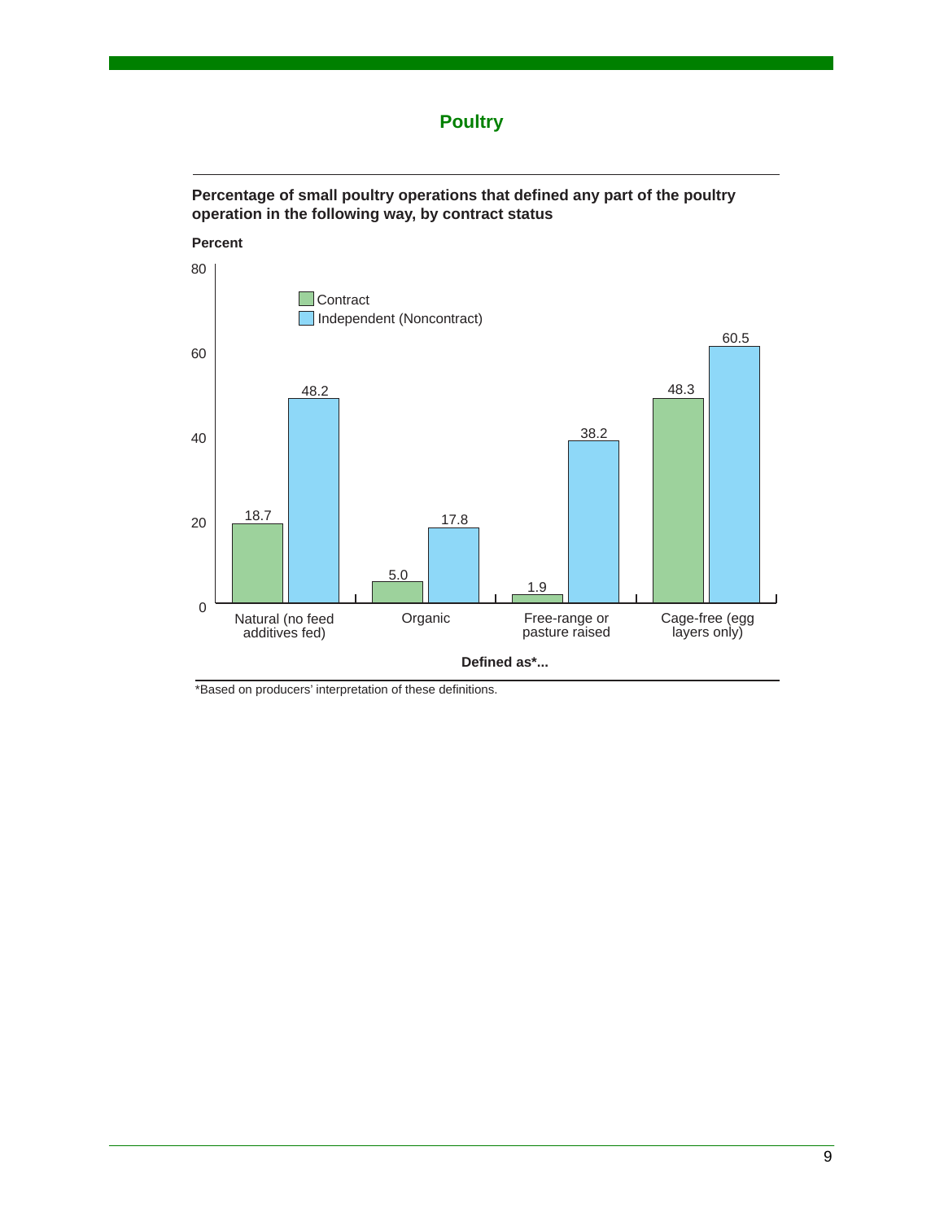## Poultry

**Percentage of small poultry operations that defined any part of the poultry operation in the following way, by contract status**

| Defined as*... | Contract (Percent) | Independent (Noncontract) (Percent) |
|---|---|---|
| Natural (no feed additives fed) | 18.7 | 48.2 |
| Organic | 5.0 | 17.8 |
| Free-range or pasture raised | 1.9 | 38.2 |
| Cage-free (egg layers only) | 48.3 | 60.5 |

*Based on producers' interpretation of these definitions.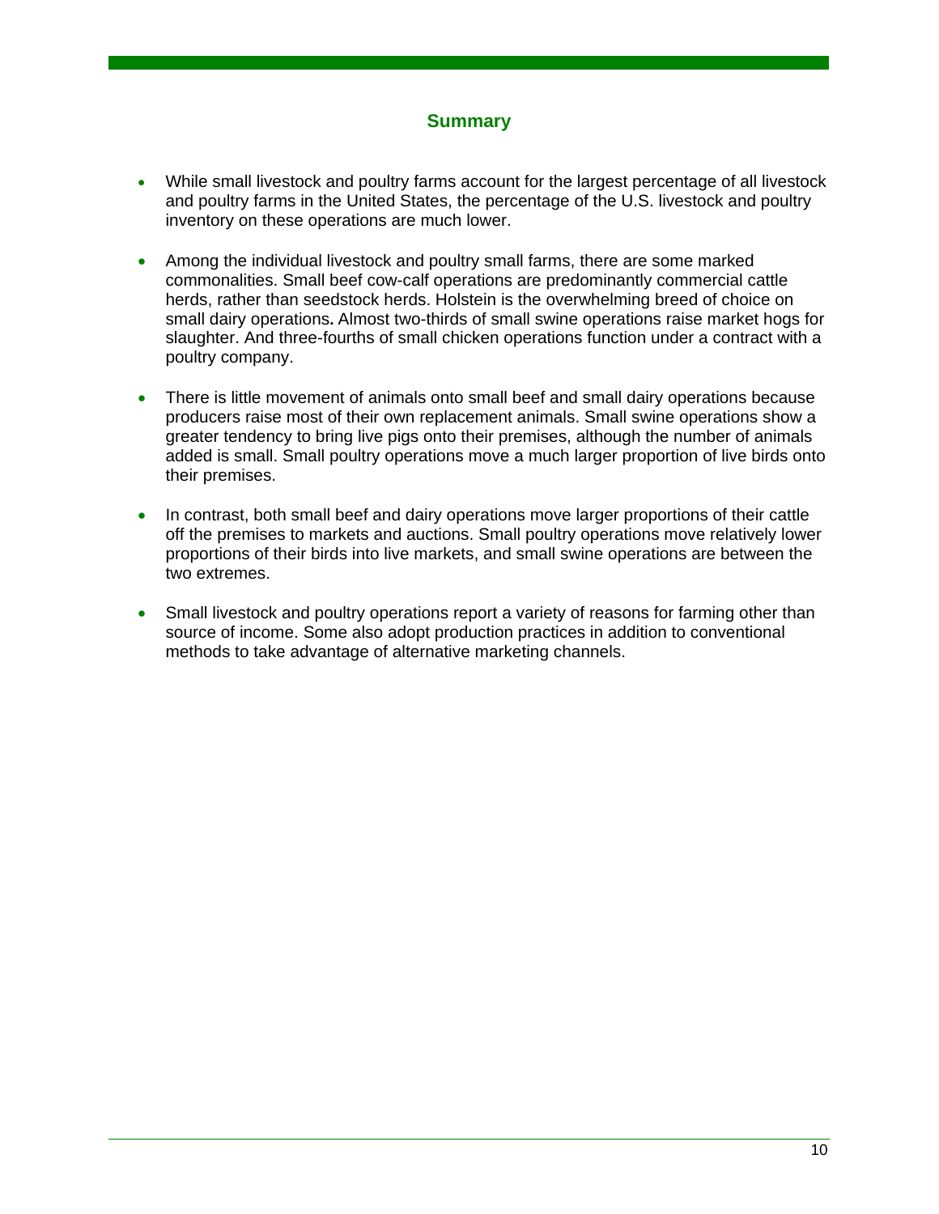## Summary

- While small livestock and poultry farms account for the largest percentage of all livestock and poultry farms in the United States, the percentage of the U.S. livestock and poultry inventory on these operations are much lower.

- Among the individual livestock and poultry small farms, there are some marked commonalities. Small beef cow-calf operations are predominantly commercial cattle herds, rather than seedstock herds. Holstein is the overwhelming breed of choice on small dairy operations**.** Almost two-thirds of small swine operations raise market hogs for slaughter. And three-fourths of small chicken operations function under a contract with a poultry company.

- There is little movement of animals onto small beef and small dairy operations because producers raise most of their own replacement animals. Small swine operations show a greater tendency to bring live pigs onto their premises, although the number of animals added is small. Small poultry operations move a much larger proportion of live birds onto their premises.

- In contrast, both small beef and dairy operations move larger proportions of their cattle off the premises to markets and auctions. Small poultry operations move relatively lower proportions of their birds into live markets, and small swine operations are between the two extremes.

- Small livestock and poultry operations report a variety of reasons for farming other than source of income. Some also adopt production practices in addition to conventional methods to take advantage of alternative marketing channels.